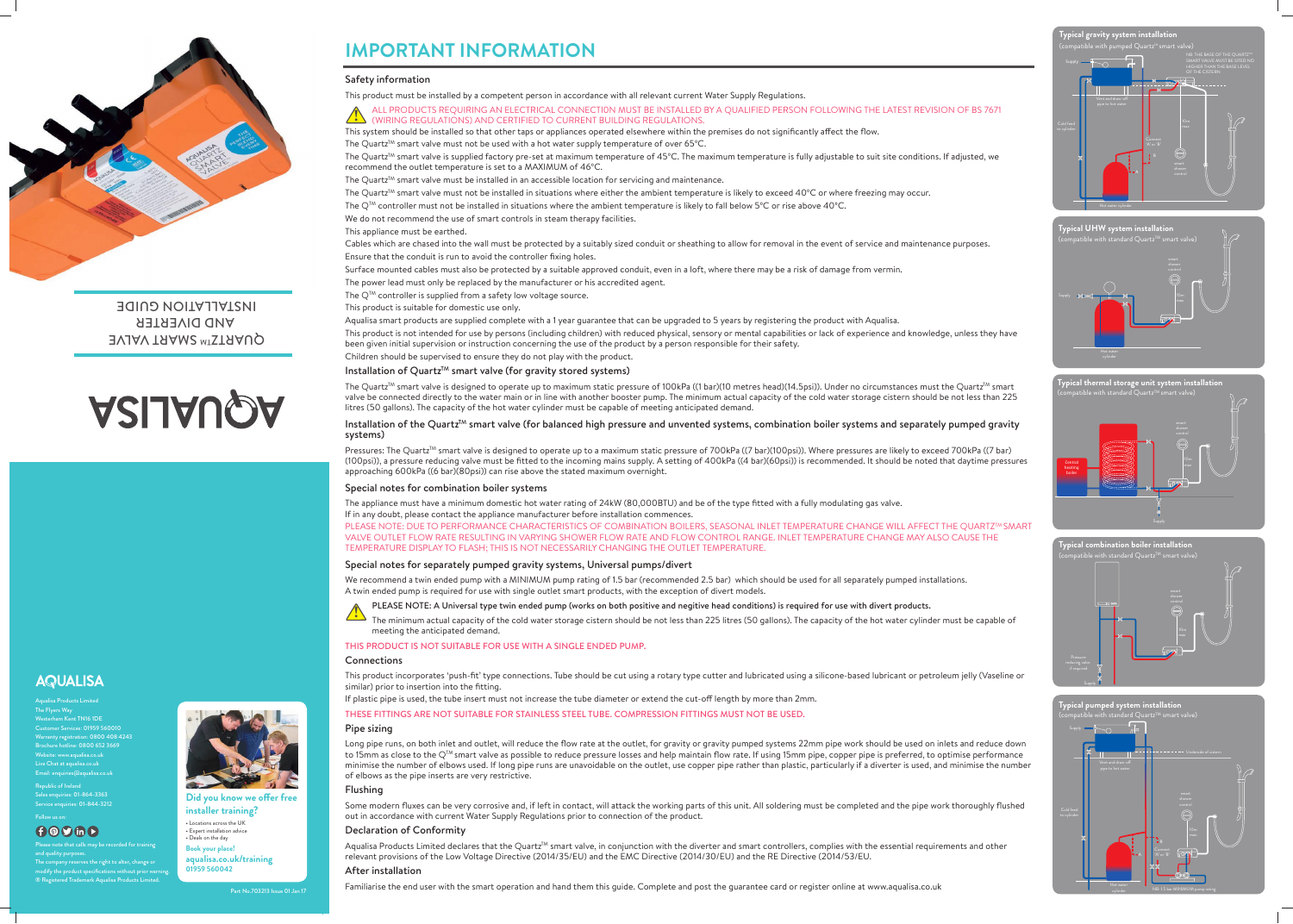# IMPORTANT INFORMATION

## Safety information

This product must be installed by a competent person in accordance with all relevant current Water Supply Regulations.

ALL PRODUCTS REQUIRING AN ELECTRICAL CONNECTION MUST BE INSTALLED BY A QUALIFIED PERSON FOLLOWING THE LATEST REVISION OF BS 7671 (WIRING REGULATIONS) AND CERTIFIED TO CURRENT BUILDING REGULATIONS.

This system should be installed so that other taps or appliances operated elsewhere within the premises do not significantly affect the flow.

The Quartz™ smart valve must not be used with a hot water supply temperature of over 65°C.

The Quartz™ smart valve is supplied factory pre-set at maximum temperature of 45°C. The maximum temperature is fully adjustable to suit site conditions. If adjusted, we recommend the outlet temperature is set to a MAXIMUM of 46°C.

The Quartz™ smart valve must be installed in an accessible location for servicing and maintenance.

The Quartz™ smart valve must not be installed in situations where either the ambient temperature is likely to exceed 40°C or where freezing may occur.

The Q™ controller must not be installed in situations where the ambient temperature is likely to fall below 5°C or rise above 40°C.

We do not recommend the use of smart controls in steam therapy facilities.

This appliance must be earthed.

Cables which are chased into the wall must be protected by a suitably sized conduit or sheathing to allow for removal in the event of service and maintenance purposes.

Ensure that the conduit is run to avoid the controller fixing holes.

Surface mounted cables must also be protected by a suitable approved conduit, even in a loft, where there may be a risk of damage from vermin.

The power lead must only be replaced by the manufacturer or his accredited agent.

The Q™ controller is supplied from a safety low voltage source.

This product is suitable for domestic use only.

Aqualisa smart products are supplied complete with a 1 year guarantee that can be upgraded to 5 years by registering the product with Aqualisa.

This product is not intended for use by persons (including children) with reduced physical, sensory or mental capabilities or lack of experience and knowledge, unless they have been given initial supervision or instruction concerning the use of the product by a person responsible for their safety.

Children should be supervised to ensure they do not play with the product.

## Installation of Quartz™ smart valve (for gravity stored systems)

The Quartz™ smart valve is designed to operate up to maximum static pressure of 100kPa ((1 bar)(10 metres head)(14.5psi)). Under no circumstances must the Quartz™ smart valve be connected directly to the water main or in line with another booster pump. The minimum actual capacity of the cold water storage cistern should be not less than 225 litres (50 gallons). The capacity of the hot water cylinder must be capable of meeting anticipated demand.

## Installation of the Quartz™ smart valve (for balanced high pressure and unvented systems, combination boiler systems and separately pumped gravity systems)

Pressures: The Quartz™ smart valve is designed to operate up to a maximum static pressure of 700kPa ((7 bar)(100psi)). Where pressures are likely to exceed 700kPa ((7 bar)(100psi)), a pressure reducing valve must be fitted to the incoming mains supply. A setting of 400kPa ((4 bar)(60psi)) is recommended. It should be noted that daytime pressures approaching 600kPa ((6 bar)(80psi)) can rise above the stated maximum overnight.

## Special notes for combination boiler systems

The appliance must have a minimum domestic hot water rating of 24kW (80,000BTU) and be of the type fitted with a fully modulating gas valve.
If in any doubt, please contact the appliance manufacturer before installation commences.

PLEASE NOTE: DUE TO PERFORMANCE CHARACTERISTICS OF COMBINATION BOILERS, SEASONAL INLET TEMPERATURE CHANGE WILL AFFECT THE QUARTZ™ SMART VALVE OUTLET FLOW RATE RESULTING IN VARYING SHOWER FLOW RATE AND FLOW CONTROL RANGE. INLET TEMPERATURE CHANGE MAY ALSO CAUSE THE TEMPERATURE DISPLAY TO FLASH; THIS IS NOT NECESSARILY CHANGING THE OUTLET TEMPERATURE.

## Special notes for separately pumped gravity systems, Universal pumps/divert

We recommend a twin ended pump with a MINIMUM pump rating of 1.5 bar (recommended 2.5 bar) which should be used for all separately pumped installations.
A twin ended pump is required for use with single outlet smart products, with the exception of divert models.

**PLEASE NOTE: A Universal type twin ended pump (works on both positive and negative head conditions) is required for use with divert products.**

The minimum actual capacity of the cold water storage cistern should be not less than 225 litres (50 gallons). The capacity of the hot water cylinder must be capable of meeting the anticipated demand.

THIS PRODUCT IS NOT SUITABLE FOR USE WITH A SINGLE ENDED PUMP.

## Connections

This product incorporates 'push-fit' type connections. Tube should be cut using a rotary type cutter and lubricated using a silicone-based lubricant or petroleum jelly (Vaseline or similar) prior to insertion into the fitting.

If plastic pipe is used, the tube insert must not increase the tube diameter or extend the cut-off length by more than 2mm.

THESE FITTINGS ARE NOT SUITABLE FOR STAINLESS STEEL TUBE. COMPRESSION FITTINGS MUST NOT BE USED.

## Pipe sizing

Long pipe runs, on both inlet and outlet, will reduce the flow rate at the outlet, for gravity or gravity pumped systems 22mm pipe work should be used on inlets and reduce down to 15mm as close to the Q™ smart valve as possible to reduce pressure losses and help maintain flow rate. If using 15mm pipe, copper pipe is preferred, to optimise performance minimise the number of elbows used. If long pipe runs are unavoidable on the outlet, use copper pipe rather than plastic, particularly if a diverter is used, and minimise the number of elbows as the pipe inserts are very restrictive.

## Flushing

Some modern fluxes can be very corrosive and, if left in contact, will attack the working parts of this unit. All soldering must be completed and the pipe work thoroughly flushed out in accordance with current Water Supply Regulations prior to connection of the product.

## Declaration of Conformity

Aqualisa Products Limited declares that the Quartz™ smart valve, in conjunction with the diverter and smart controllers, complies with the essential requirements and other relevant provisions of the Low Voltage Directive (2014/35/EU) and the EMC Directive (2014/30/EU) and the RE Directive (2014/53/EU).

## After installation

Familiarise the end user with the smart operation and hand them this guide. Complete and post the guarantee card or register online at www.aqualisa.co.uk

### Typical gravity system installation
(compatible with pumped Quartz™ smart valve)

NB. THE BASE OF THE QUARTZ™ SMART VALVE MUST BE SITED NO HIGHER THAN THE BASE LEVEL OF THE CISTERN

### Typical UHW system installation
(compatible with standard Quartz™ smart valve)

### Typical thermal storage unit system installation
(compatible with standard Quartz™ smart valve)

### Typical combination boiler installation
(compatible with standard Quartz™ smart valve)

### Typical pumped system installation
(compatible with standard Quartz™ smart valve)

NB. 1.5 bar MINIMUM pump rating

QUARTZ™ SMART VALVE AND DIVERTER INSTALLATION GUIDE

AQUALISA

**AQUALISA**

Aqualisa Products Limited
The Flyers Way
Westerham Kent TN16 1DE
Customer Services: 01959 560010
Warranty registration: 0800 408 4243
Brochure hotline: 0800 652 3669
Website: www.aqualisa.co.uk
Live Chat at aqualisa.co.uk
Email: enquiries@aqualisa.co.uk

Republic of Ireland
Sales enquiries: 01-864-3363
Service enquiries: 01-844-3212

Follow us on:

Please note that calls may be recorded for training and quality purposes.
The company reserves the right to alter, change or modify the product specifications without prior warning.
® Registered Trademark Aqualisa Products Limited.

**Did you know we offer free installer training?**

- Locations across the UK
- Expert installation advice
- Deals on the day

Book your place!
aqualisa.co.uk/training
01959 560042

Part No.703213 Issue 01 Jan 17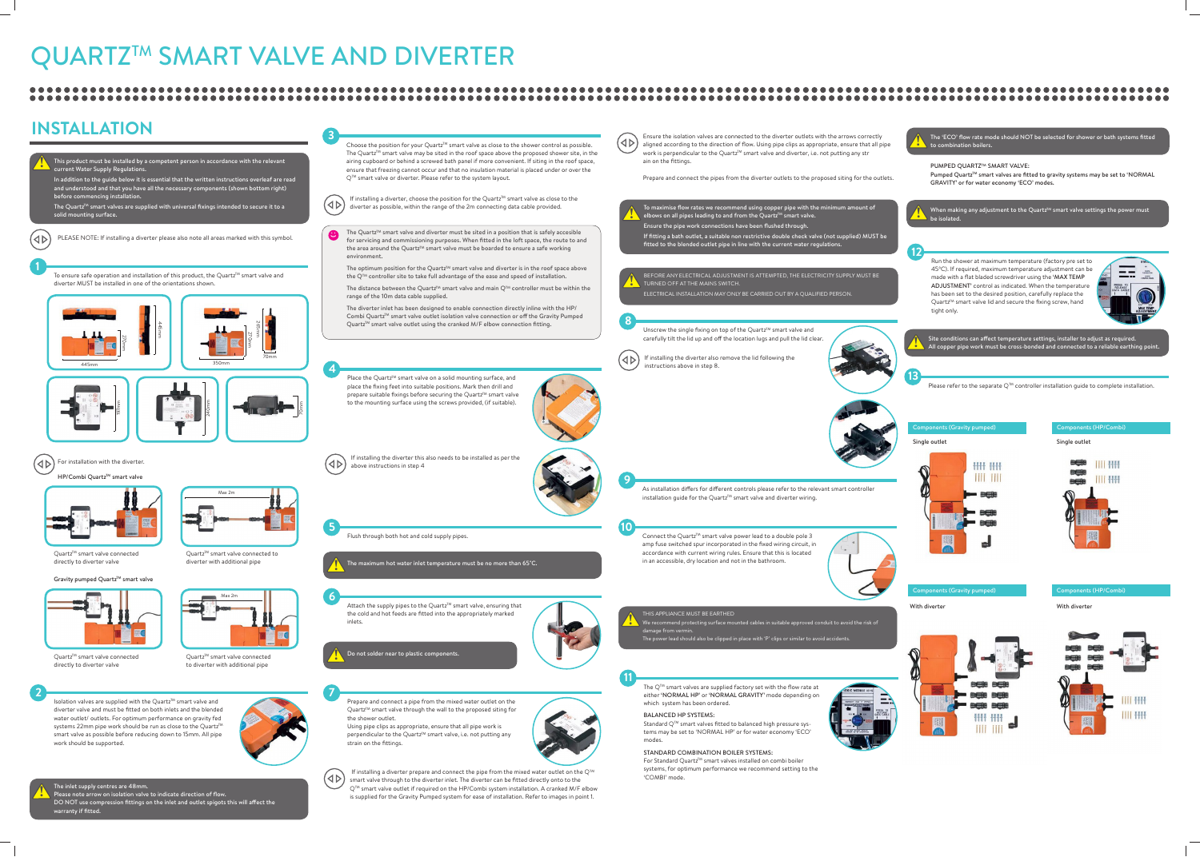# QUARTZ™ SMART VALVE AND DIVERTER

## INSTALLATION

This product must be installed by a competent person in accordance with the relevant current Water Supply Regulations.

In addition to the guide below it is essential that the written instructions overleaf are read and understood and that you have all the necessary components (shown bottom right) before commencing installation.

The Quartz™ smart valves are supplied with universal fixings intended to secure it to a solid mounting surface.

PLEASE NOTE: If installing a diverter please also note all areas marked with this symbol.

### 1

To ensure safe operation and installation of this product, the Quartz™ smart valve and diverter MUST be installed in one of the orientations shown.

445mm
220mm
446mm
350mm
245mm
270mm
70mm
96mm
240mm
100mm

For installation with the diverter.

HP/Combi Quartz™ smart valve

Max 2m

Quartz™ smart valve connected directly to diverter valve

Quartz™ smart valve connected to diverter with additional pipe

Gravity pumped Quartz™ smart valve

Max 2m

Quartz™ smart valve connected directly to diverter valve

Quartz™ smart valve connected to diverter with additional pipe

### 2

Isolation valves are supplied with the Quartz™ smart valve and diverter valve and must be fitted on both inlets and the blended water outlet/ outlets. For optimum performance on gravity fed systems 22mm pipe work should be run as close to the Quartz™ smart valve as possible before reducing down to 15mm. All pipe work should be supported.

The inlet supply centres are 48mm.
Please note arrow on isolation valve to indicate direction of flow.
DO NOT use compression fittings on the inlet and outlet spigots this will affect the warranty if fitted.

### 3

Choose the position for your Quartz™ smart valve as close to the shower control as possible. The Quartz™ smart valve may be sited in the roof space above the proposed shower site, in the airing cupboard or behind a screwed bath panel if more convenient. If siting in the roof space, ensure that freezing cannot occur and that no insulation material is placed under or over the Q™ smart valve or diverter. Please refer to the system layout.

If installing a diverter, choose the position for the Quartz™ smart valve as close to the diverter as possible, within the range of the 2m connecting data cable provided.

The Quartz™ smart valve and diverter must be sited in a position that is safely accessible for servicing and commissioning purposes. When fitted in the loft space, the route to and the area around the Quartz™ smart valve must be boarded to ensure a safe working environment.

The optimum position for the Quartz™ smart valve and diverter is in the roof space above the Q™ controller site to take full advantage of the ease and speed of installation.

The distance between the Quartz™ smart valve and main Q™ controller must be within the range of the 10m data cable supplied.

The diverter inlet has been designed to enable connection directly inline with the HP/ Combi Quartz™ smart valve outlet isolation valve connection or off the Gravity Pumped Quartz™ smart valve outlet using the cranked M/F elbow connection fitting.

### 4

Place the Quartz™ smart valve on a solid mounting surface, and place the fixing feet into suitable positions. Mark then drill and prepare suitable fixings before securing the Quartz™ smart valve to the mounting surface using the screws provided, (if suitable).

If installing the diverter this also needs to be installed as per the above instructions in step 4

### 5

Flush through both hot and cold supply pipes.

The maximum hot water inlet temperature must be no more than 65°C.

### 6

Attach the supply pipes to the Quartz™ smart valve, ensuring that the cold and hot feeds are fitted into the appropriately marked inlets.

Do not solder near to plastic components.

### 7

Prepare and connect a pipe from the mixed water outlet on the Quartz™ smart valve through the wall to the proposed siting for the shower outlet.
Using pipe clips as appropriate, ensure that all pipe work is perpendicular to the Quartz™ smart valve, i.e. not putting any strain on the fittings.

If installing a diverter prepare and connect the pipe from the mixed water outlet on the Q™ smart valve through to the diverter inlet. The diverter can be fitted directly onto to the Q™ smart valve outlet if required on the HP/Combi system installation. A cranked M/F elbow is supplied for the Gravity Pumped system for ease of installation. Refer to images in point 1.

Ensure the isolation valves are connected to the diverter outlets with the arrows correctly aligned according to the direction of flow. Using pipe clips as appropriate, ensure that all pipe work is perpendicular to the Quartz™ smart valve and diverter, i.e. not putting any str ain on the fittings.

Prepare and connect the pipes from the diverter outlets to the proposed siting for the outlets.

To maximise flow rates we recommend using copper pipe with the minimum amount of elbows on all pipes leading to and from the Quartz™ smart valve.
Ensure the pipe work connections have been flushed through.
If fitting a bath outlet, a suitable non restrictive double check valve (not supplied) MUST be fitted to the blended outlet pipe in line with the current water regulations.

BEFORE ANY ELECTRICAL ADJUSTMENT IS ATTEMPTED, THE ELECTRICITY SUPPLY MUST BE TURNED OFF AT THE MAINS SWITCH.
ELECTRICAL INSTALLATION MAY ONLY BE CARRIED OUT BY A QUALIFIED PERSON.

### 8

Unscrew the single fixing on top of the Quartz™ smart valve and carefully tilt the lid up and off the location lugs and pull the lid clear.

If installing the diverter also remove the lid following the instructions above in step 8.

### 9

As installation differs for different controls please refer to the relevant smart controller installation guide for the Quartz™ smart valve and diverter wiring.

### 10

Connect the Quartz™ smart valve power lead to a double pole 3 amp fuse switched spur incorporated in the fixed wiring circuit, in accordance with current wiring rules. Ensure that this is located in an accessible, dry location and not in the bathroom.

THIS APPLIANCE MUST BE EARTHED
We recommend protecting surface mounted cables in suitable approved conduit to avoid the risk of damage from vermin.
The power lead should also be clipped in place with 'P' clips or similar to avoid accidents.

### 11

The Q™ smart valves are supplied factory set with the flow rate at either '**NORMAL HP**' or '**NORMAL GRAVITY**' mode depending on which system has been ordered.

BALANCED HP SYSTEMS:
Standard Q™ smart valves fitted to balanced high pressure systems may be set to 'NORMAL HP' or for water economy 'ECO' modes.

STANDARD COMBINATION BOILER SYSTEMS:
For Standard Quartz™ smart valves installed on combi boiler systems, for optimum performance we recommend setting to the 'COMBI' mode.

The 'ECO' flow rate mode should NOT be selected for shower or bath systems fitted to combination boilers.

PUMPED QUARTZ™ SMART VALVE:
Pumped Quartz™ smart valves are fitted to gravity systems may be set to 'NORMAL GRAVITY' or for water economy 'ECO' modes.

When making any adjustment to the Quartz™ smart valve settings the power must be isolated.

### 12

Run the shower at maximum temperature (factory pre set to 45°C). If required, maximum temperature adjustment can be made with a flat bladed screwdriver using the '**MAX TEMP ADJUSTMENT**' control as indicated. When the temperature has been set to the desired position, carefully replace the Quartz™ smart valve lid and secure the fixing screw, hand tight only.

Site conditions can affect temperature settings, installer to adjust as required.
All copper pipe work must be cross-bonded and connected to a reliable earthing point.

### 13

Please refer to the separate Q™ controller installation guide to complete installation.

Components (Gravity pumped)

Single outlet

Components (HP/Combi)

Single outlet

Components (Gravity pumped)

With diverter

Components (HP/Combi)

With diverter